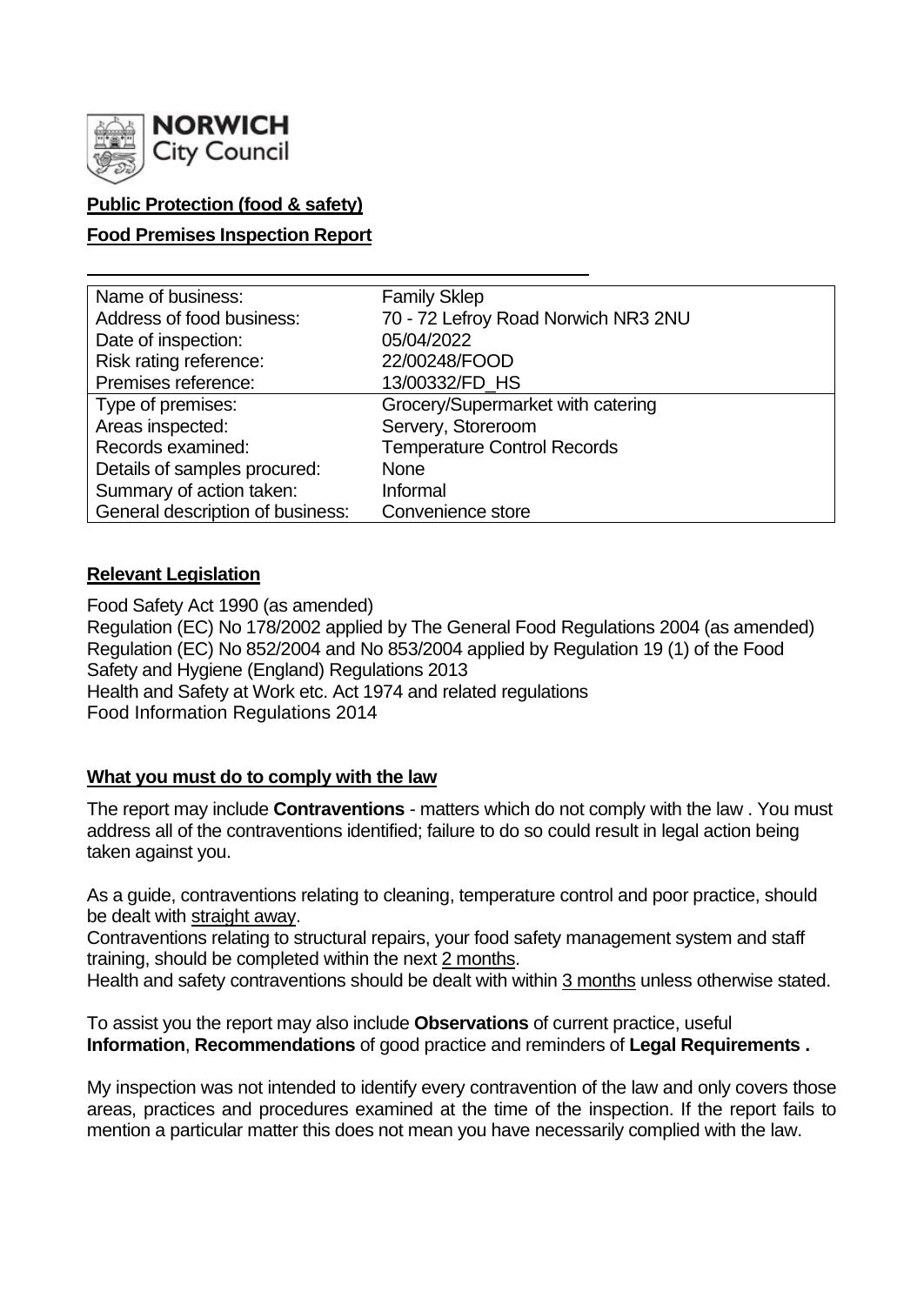NORWICH City Council

**Public Protection (food & safety)**

**Food Premises Inspection Report**

| Name of business: | Family Sklep |
|---|---|
| Address of food business: | 70 - 72 Lefroy Road Norwich NR3 2NU |
| Date of inspection: | 05/04/2022 |
| Risk rating reference: | 22/00248/FOOD |
| Premises reference: | 13/00332/FD_HS |
| Type of premises: | Grocery/Supermarket with catering |
| Areas inspected: | Servery, Storeroom |
| Records examined: | Temperature Control Records |
| Details of samples procured: | None |
| Summary of action taken: | Informal |
| General description of business: | Convenience store |

## Relevant Legislation

Food Safety Act 1990 (as amended)
Regulation (EC) No 178/2002 applied by The General Food Regulations 2004 (as amended)
Regulation (EC) No 852/2004 and No 853/2004 applied by Regulation 19 (1) of the Food Safety and Hygiene (England) Regulations 2013
Health and Safety at Work etc. Act 1974 and related regulations
Food Information Regulations 2014

## What you must do to comply with the law

The report may include **Contraventions** - matters which do not comply with the law . You must address all of the contraventions identified; failure to do so could result in legal action being taken against you.

As a guide, contraventions relating to cleaning, temperature control and poor practice, should be dealt with straight away.
Contraventions relating to structural repairs, your food safety management system and staff training, should be completed within the next 2 months.
Health and safety contraventions should be dealt with within 3 months unless otherwise stated.

To assist you the report may also include **Observations** of current practice, useful **Information**, **Recommendations** of good practice and reminders of **Legal Requirements .**

My inspection was not intended to identify every contravention of the law and only covers those areas, practices and procedures examined at the time of the inspection. If the report fails to mention a particular matter this does not mean you have necessarily complied with the law.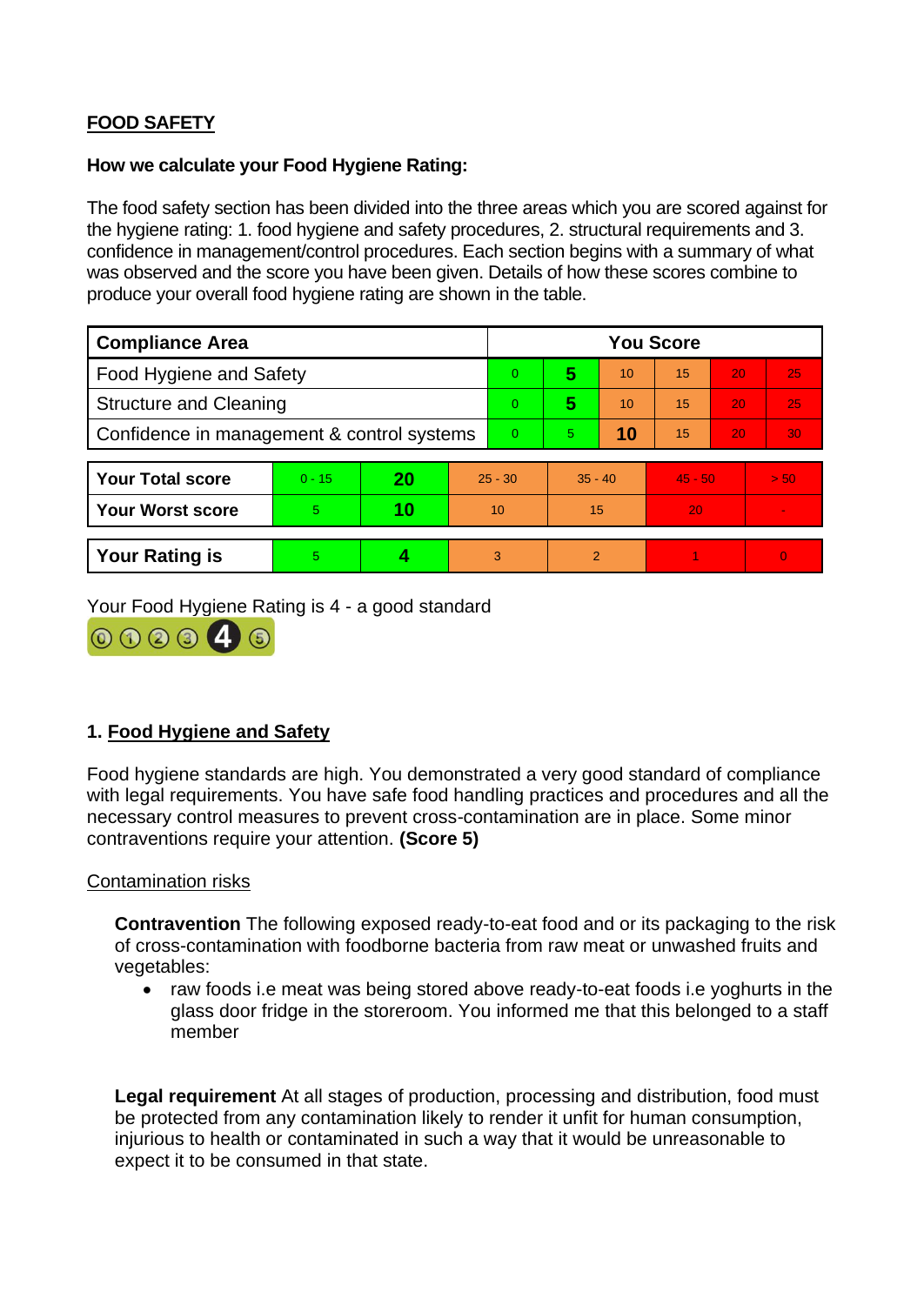**FOOD SAFETY**

**How we calculate your Food Hygiene Rating:**

The food safety section has been divided into the three areas which you are scored against for the hygiene rating: 1. food hygiene and safety procedures, 2. structural requirements and 3. confidence in management/control procedures. Each section begins with a summary of what was observed and the score you have been given. Details of how these scores combine to produce your overall food hygiene rating are shown in the table.

| Compliance Area | You Score | | | | | |
|---|---|---|---|---|---|---|
| Food Hygiene and Safety | 0 | **5** | 10 | 15 | 20 | 25 |
| Structure and Cleaning | 0 | **5** | 10 | 15 | 20 | 25 |
| Confidence in management & control systems | 0 | 5 | **10** | 15 | 20 | 30 |

| | | | | | | |
|---|---|---|---|---|---|---|
| **Your Total score** | 0 - 15 | **20** | 25 - 30 | 35 - 40 | 45 - 50 | > 50 |
| **Your Worst score** | 5 | **10** | 10 | 15 | 20 | - |

| | | | | | | |
|---|---|---|---|---|---|---|
| **Your Rating is** | 5 | **4** | 3 | 2 | 1 | 0 |

Your Food Hygiene Rating is 4 - a good standard

## 1. Food Hygiene and Safety

Food hygiene standards are high. You demonstrated a very good standard of compliance with legal requirements. You have safe food handling practices and procedures and all the necessary control measures to prevent cross-contamination are in place. Some minor contraventions require your attention. **(Score 5)**

Contamination risks

**Contravention** The following exposed ready-to-eat food and or its packaging to the risk of cross-contamination with foodborne bacteria from raw meat or unwashed fruits and vegetables:

- raw foods i.e meat was being stored above ready-to-eat foods i.e yoghurts in the glass door fridge in the storeroom. You informed me that this belonged to a staff member

**Legal requirement** At all stages of production, processing and distribution, food must be protected from any contamination likely to render it unfit for human consumption, injurious to health or contaminated in such a way that it would be unreasonable to expect it to be consumed in that state.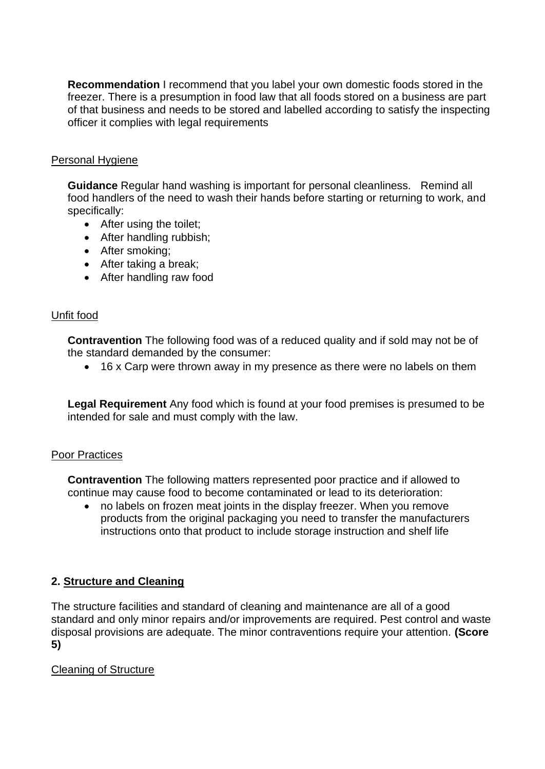**Recommendation** I recommend that you label your own domestic foods stored in the freezer. There is a presumption in food law that all foods stored on a business are part of that business and needs to be stored and labelled according to satisfy the inspecting officer it complies with legal requirements

Personal Hygiene

**Guidance** Regular hand washing is important for personal cleanliness. Remind all food handlers of the need to wash their hands before starting or returning to work, and specifically:

- After using the toilet;
- After handling rubbish;
- After smoking;
- After taking a break;
- After handling raw food

Unfit food

**Contravention** The following food was of a reduced quality and if sold may not be of the standard demanded by the consumer:

- 16 x Carp were thrown away in my presence as there were no labels on them

**Legal Requirement** Any food which is found at your food premises is presumed to be intended for sale and must comply with the law.

Poor Practices

**Contravention** The following matters represented poor practice and if allowed to continue may cause food to become contaminated or lead to its deterioration:

- no labels on frozen meat joints in the display freezer. When you remove products from the original packaging you need to transfer the manufacturers instructions onto that product to include storage instruction and shelf life

## 2. Structure and Cleaning

The structure facilities and standard of cleaning and maintenance are all of a good standard and only minor repairs and/or improvements are required. Pest control and waste disposal provisions are adequate. The minor contraventions require your attention. **(Score 5)**

Cleaning of Structure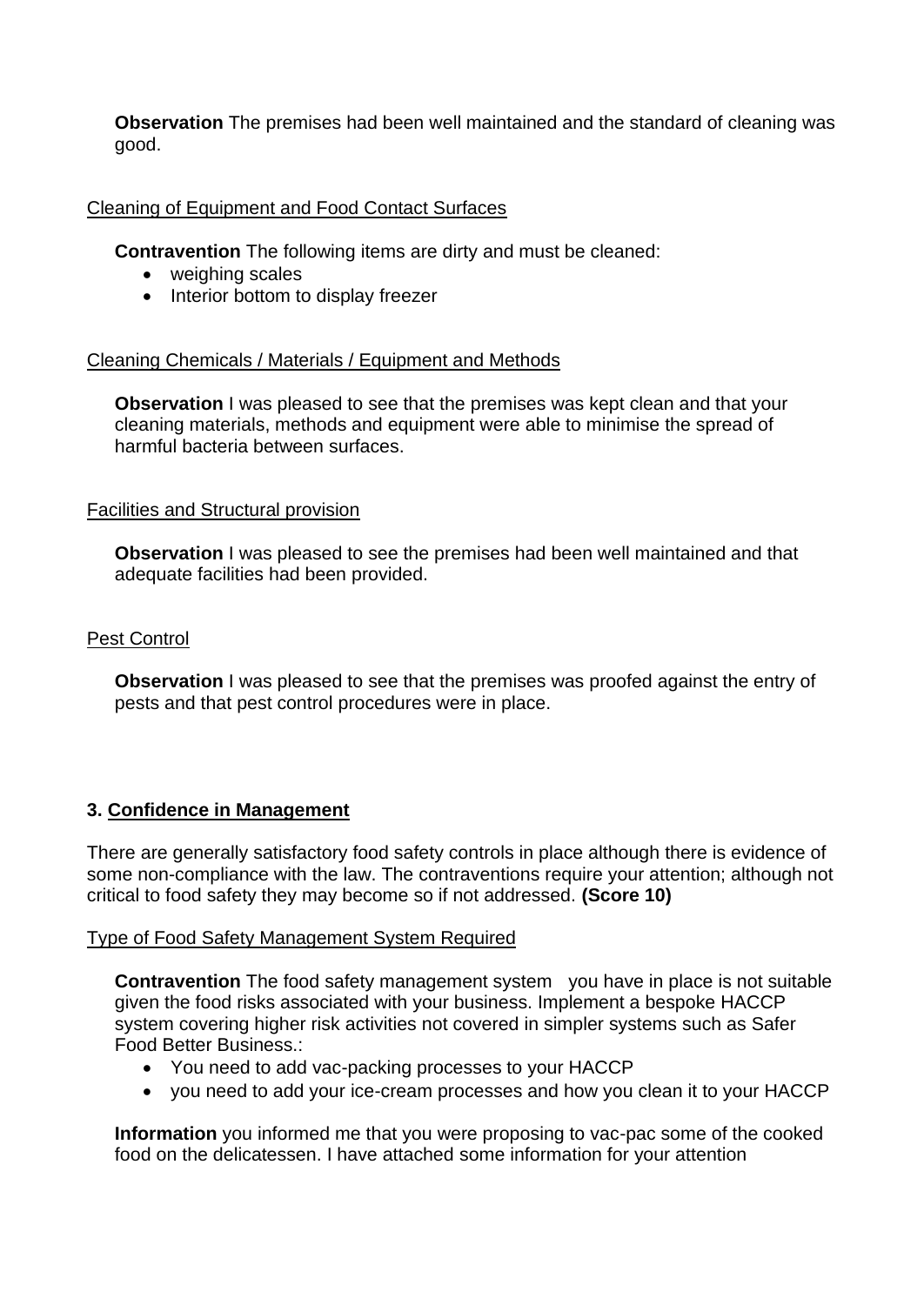**Observation** The premises had been well maintained and the standard of cleaning was good.

Cleaning of Equipment and Food Contact Surfaces

**Contravention** The following items are dirty and must be cleaned:

- weighing scales
- Interior bottom to display freezer

Cleaning Chemicals / Materials / Equipment and Methods

**Observation** I was pleased to see that the premises was kept clean and that your cleaning materials, methods and equipment were able to minimise the spread of harmful bacteria between surfaces.

Facilities and Structural provision

**Observation** I was pleased to see the premises had been well maintained and that adequate facilities had been provided.

Pest Control

**Observation** I was pleased to see that the premises was proofed against the entry of pests and that pest control procedures were in place.

## 3. Confidence in Management

There are generally satisfactory food safety controls in place although there is evidence of some non-compliance with the law. The contraventions require your attention; although not critical to food safety they may become so if not addressed. **(Score 10)**

Type of Food Safety Management System Required

**Contravention** The food safety management system you have in place is not suitable given the food risks associated with your business. Implement a bespoke HACCP system covering higher risk activities not covered in simpler systems such as Safer Food Better Business.:

- You need to add vac-packing processes to your HACCP
- you need to add your ice-cream processes and how you clean it to your HACCP

**Information** you informed me that you were proposing to vac-pac some of the cooked food on the delicatessen. I have attached some information for your attention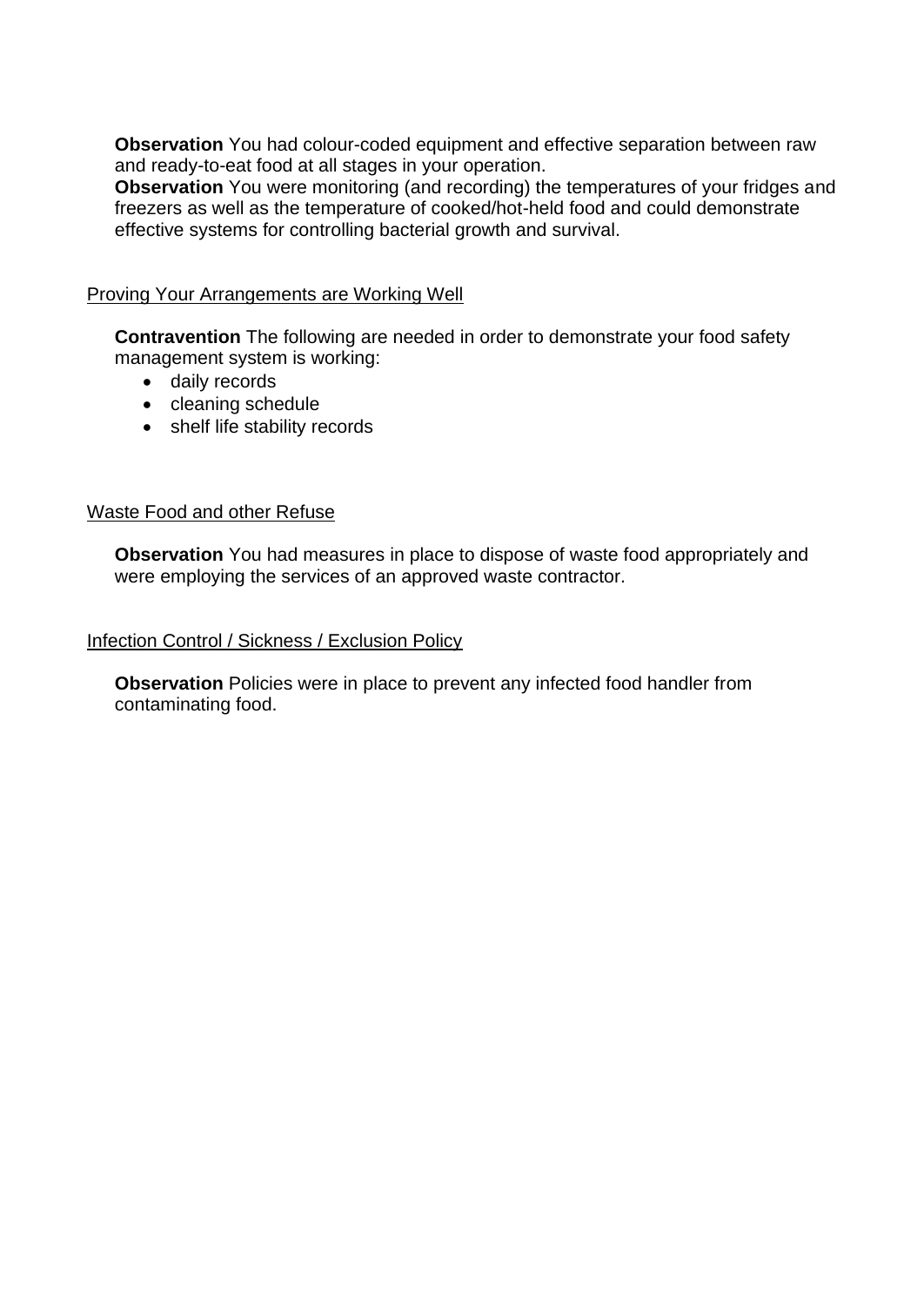**Observation** You had colour-coded equipment and effective separation between raw and ready-to-eat food at all stages in your operation.

**Observation** You were monitoring (and recording) the temperatures of your fridges and freezers as well as the temperature of cooked/hot-held food and could demonstrate effective systems for controlling bacterial growth and survival.

Proving Your Arrangements are Working Well

**Contravention** The following are needed in order to demonstrate your food safety management system is working:

- daily records
- cleaning schedule
- shelf life stability records

Waste Food and other Refuse

**Observation** You had measures in place to dispose of waste food appropriately and were employing the services of an approved waste contractor.

Infection Control / Sickness / Exclusion Policy

**Observation** Policies were in place to prevent any infected food handler from contaminating food.